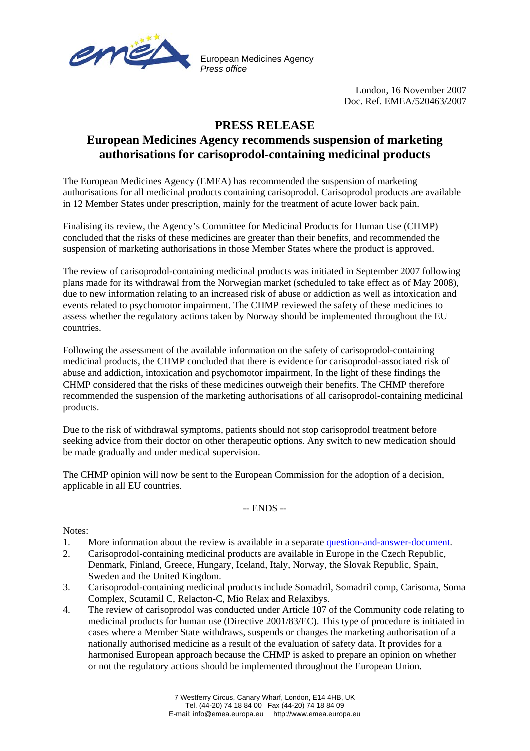European Medicines Agency
*Press office*

London, 16 November 2007
Doc. Ref. EMEA/520463/2007

# PRESS RELEASE

## European Medicines Agency recommends suspension of marketing authorisations for carisoprodol-containing medicinal products

The European Medicines Agency (EMEA) has recommended the suspension of marketing authorisations for all medicinal products containing carisoprodol. Carisoprodol products are available in 12 Member States under prescription, mainly for the treatment of acute lower back pain.

Finalising its review, the Agency's Committee for Medicinal Products for Human Use (CHMP) concluded that the risks of these medicines are greater than their benefits, and recommended the suspension of marketing authorisations in those Member States where the product is approved.

The review of carisoprodol-containing medicinal products was initiated in September 2007 following plans made for its withdrawal from the Norwegian market (scheduled to take effect as of May 2008), due to new information relating to an increased risk of abuse or addiction as well as intoxication and events related to psychomotor impairment. The CHMP reviewed the safety of these medicines to assess whether the regulatory actions taken by Norway should be implemented throughout the EU countries.

Following the assessment of the available information on the safety of carisoprodol-containing medicinal products, the CHMP concluded that there is evidence for carisoprodol-associated risk of abuse and addiction, intoxication and psychomotor impairment. In the light of these findings the CHMP considered that the risks of these medicines outweigh their benefits. The CHMP therefore recommended the suspension of the marketing authorisations of all carisoprodol-containing medicinal products.

Due to the risk of withdrawal symptoms, patients should not stop carisoprodol treatment before seeking advice from their doctor on other therapeutic options. Any switch to new medication should be made gradually and under medical supervision.

The CHMP opinion will now be sent to the European Commission for the adoption of a decision, applicable in all EU countries.

-- ENDS --

Notes:

1. More information about the review is available in a separate question-and-answer-document.
2. Carisoprodol-containing medicinal products are available in Europe in the Czech Republic, Denmark, Finland, Greece, Hungary, Iceland, Italy, Norway, the Slovak Republic, Spain, Sweden and the United Kingdom.
3. Carisoprodol-containing medicinal products include Somadril, Somadril comp, Carisoma, Soma Complex, Scutamil C, Relacton-C, Mio Relax and Relaxibys.
4. The review of carisoprodol was conducted under Article 107 of the Community code relating to medicinal products for human use (Directive 2001/83/EC). This type of procedure is initiated in cases where a Member State withdraws, suspends or changes the marketing authorisation of a nationally authorised medicine as a result of the evaluation of safety data. It provides for a harmonised European approach because the CHMP is asked to prepare an opinion on whether or not the regulatory actions should be implemented throughout the European Union.

7 Westferry Circus, Canary Wharf, London, E14 4HB, UK
Tel. (44-20) 74 18 84 00 Fax (44-20) 74 18 84 09
E-mail: info@emea.europa.eu http://www.emea.europa.eu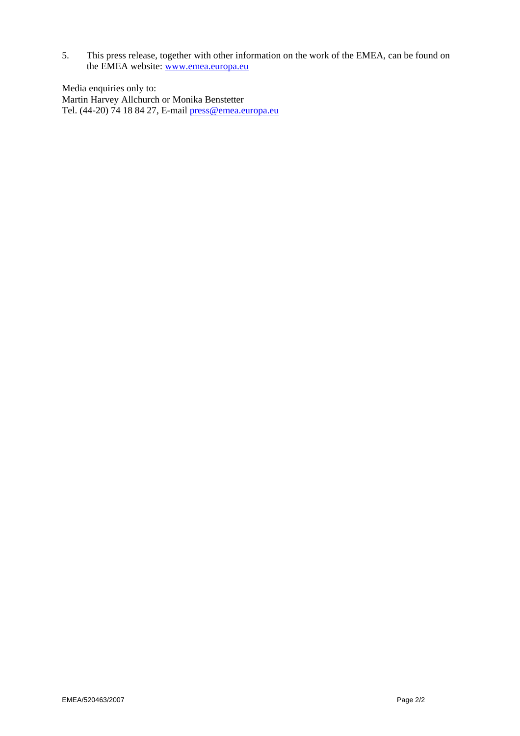5. This press release, together with other information on the work of the EMEA, can be found on the EMEA website: www.emea.europa.eu

Media enquiries only to:
Martin Harvey Allchurch or Monika Benstetter
Tel. (44-20) 74 18 84 27, E-mail press@emea.europa.eu